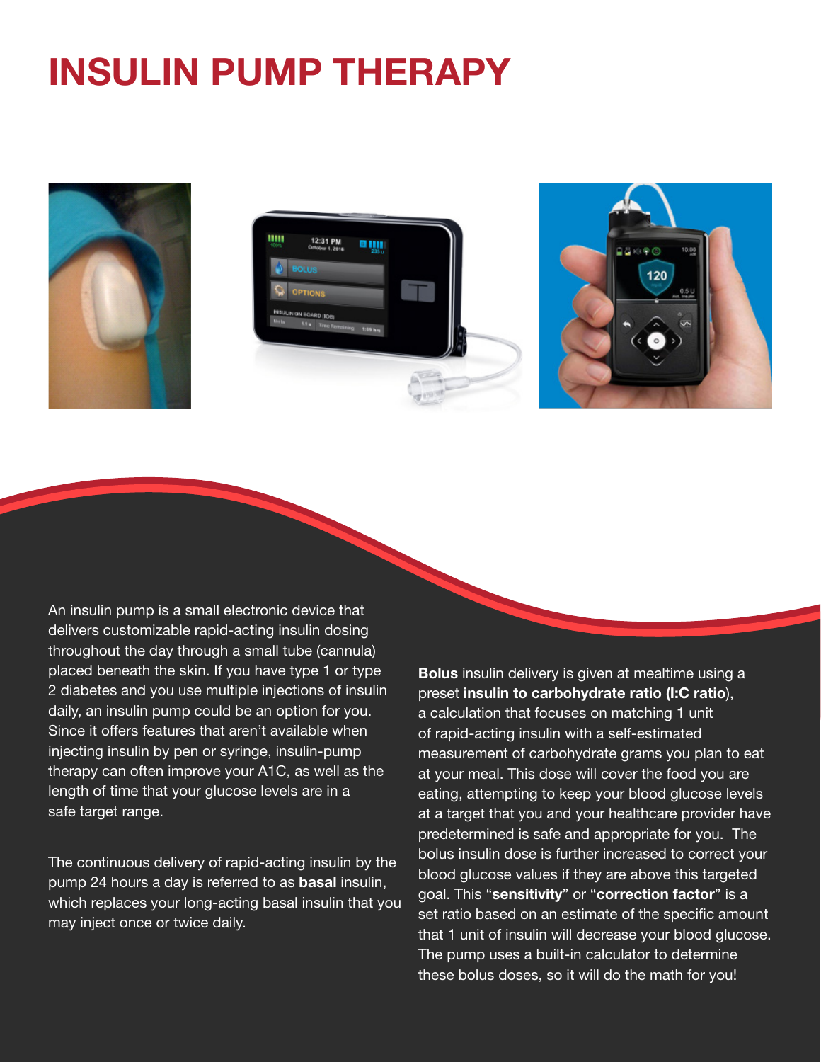# INSULIN PUMP THERAPY

An insulin pump is a small electronic device that delivers customizable rapid-acting insulin dosing throughout the day through a small tube (cannula) placed beneath the skin. If you have type 1 or type 2 diabetes and you use multiple injections of insulin daily, an insulin pump could be an option for you. Since it offers features that aren't available when injecting insulin by pen or syringe, insulin-pump therapy can often improve your A1C, as well as the length of time that your glucose levels are in a safe target range.

The continuous delivery of rapid-acting insulin by the pump 24 hours a day is referred to as **basal** insulin, which replaces your long-acting basal insulin that you may inject once or twice daily.

**Bolus** insulin delivery is given at mealtime using a preset **insulin to carbohydrate ratio (I:C ratio**), a calculation that focuses on matching 1 unit of rapid-acting insulin with a self-estimated measurement of carbohydrate grams you plan to eat at your meal. This dose will cover the food you are eating, attempting to keep your blood glucose levels at a target that you and your healthcare provider have predetermined is safe and appropriate for you. The bolus insulin dose is further increased to correct your blood glucose values if they are above this targeted goal. This "**sensitivity**" or "**correction factor**" is a set ratio based on an estimate of the specific amount that 1 unit of insulin will decrease your blood glucose. The pump uses a built-in calculator to determine these bolus doses, so it will do the math for you!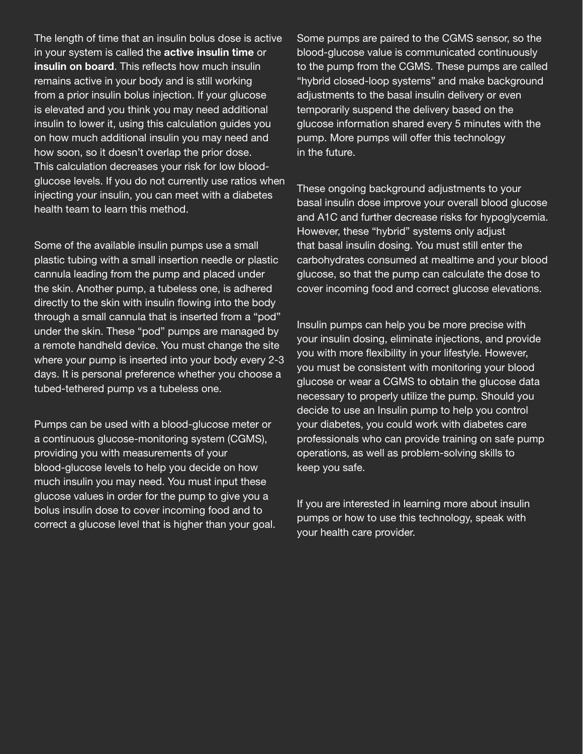The length of time that an insulin bolus dose is active in your system is called the **active insulin time** or **insulin on board**. This reflects how much insulin remains active in your body and is still working from a prior insulin bolus injection. If your glucose is elevated and you think you may need additional insulin to lower it, using this calculation guides you on how much additional insulin you may need and how soon, so it doesn't overlap the prior dose. This calculation decreases your risk for low blood-glucose levels. If you do not currently use ratios when injecting your insulin, you can meet with a diabetes health team to learn this method.

Some of the available insulin pumps use a small plastic tubing with a small insertion needle or plastic cannula leading from the pump and placed under the skin. Another pump, a tubeless one, is adhered directly to the skin with insulin flowing into the body through a small cannula that is inserted from a "pod" under the skin. These "pod" pumps are managed by a remote handheld device. You must change the site where your pump is inserted into your body every 2-3 days. It is personal preference whether you choose a tubed-tethered pump vs a tubeless one.

Pumps can be used with a blood-glucose meter or a continuous glucose-monitoring system (CGMS), providing you with measurements of your blood-glucose levels to help you decide on how much insulin you may need. You must input these glucose values in order for the pump to give you a bolus insulin dose to cover incoming food and to correct a glucose level that is higher than your goal.

Some pumps are paired to the CGMS sensor, so the blood-glucose value is communicated continuously to the pump from the CGMS. These pumps are called "hybrid closed-loop systems" and make background adjustments to the basal insulin delivery or even temporarily suspend the delivery based on the glucose information shared every 5 minutes with the pump. More pumps will offer this technology in the future.

These ongoing background adjustments to your basal insulin dose improve your overall blood glucose and A1C and further decrease risks for hypoglycemia. However, these "hybrid" systems only adjust that basal insulin dosing. You must still enter the carbohydrates consumed at mealtime and your blood glucose, so that the pump can calculate the dose to cover incoming food and correct glucose elevations.

Insulin pumps can help you be more precise with your insulin dosing, eliminate injections, and provide you with more flexibility in your lifestyle. However, you must be consistent with monitoring your blood glucose or wear a CGMS to obtain the glucose data necessary to properly utilize the pump. Should you decide to use an Insulin pump to help you control your diabetes, you could work with diabetes care professionals who can provide training on safe pump operations, as well as problem-solving skills to keep you safe.

If you are interested in learning more about insulin pumps or how to use this technology, speak with your health care provider.